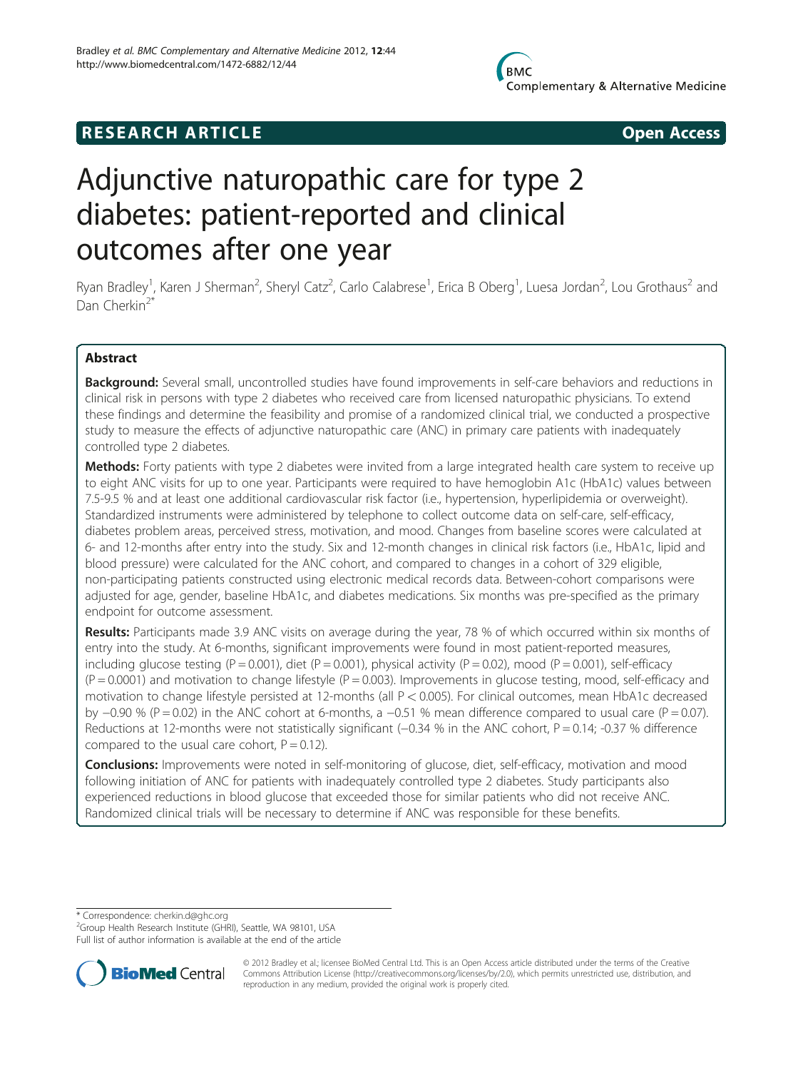RESEARCH ARTICLE **Open Access**

# Adjunctive naturopathic care for type 2 diabetes: patient-reported and clinical outcomes after one year

Ryan Bradley[1], Karen J Sherman[2], Sheryl Catz[2], Carlo Calabrese[1], Erica B Oberg[1], Luesa Jordan[2], Lou Grothaus[2] and Dan Cherkin[2*]

## Abstract

**Background:** Several small, uncontrolled studies have found improvements in self-care behaviors and reductions in clinical risk in persons with type 2 diabetes who received care from licensed naturopathic physicians. To extend these findings and determine the feasibility and promise of a randomized clinical trial, we conducted a prospective study to measure the effects of adjunctive naturopathic care (ANC) in primary care patients with inadequately controlled type 2 diabetes.

**Methods:** Forty patients with type 2 diabetes were invited from a large integrated health care system to receive up to eight ANC visits for up to one year. Participants were required to have hemoglobin A1c (HbA1c) values between 7.5-9.5 % and at least one additional cardiovascular risk factor (i.e., hypertension, hyperlipidemia or overweight). Standardized instruments were administered by telephone to collect outcome data on self-care, self-efficacy, diabetes problem areas, perceived stress, motivation, and mood. Changes from baseline scores were calculated at 6- and 12-months after entry into the study. Six and 12-month changes in clinical risk factors (i.e., HbA1c, lipid and blood pressure) were calculated for the ANC cohort, and compared to changes in a cohort of 329 eligible, non-participating patients constructed using electronic medical records data. Between-cohort comparisons were adjusted for age, gender, baseline HbA1c, and diabetes medications. Six months was pre-specified as the primary endpoint for outcome assessment.

**Results:** Participants made 3.9 ANC visits on average during the year, 78 % of which occurred within six months of entry into the study. At 6-months, significant improvements were found in most patient-reported measures, including glucose testing (P = 0.001), diet (P = 0.001), physical activity (P = 0.02), mood (P = 0.001), self-efficacy (P = 0.0001) and motivation to change lifestyle (P = 0.003). Improvements in glucose testing, mood, self-efficacy and motivation to change lifestyle persisted at 12-months (all P < 0.005). For clinical outcomes, mean HbA1c decreased by −0.90 % (P = 0.02) in the ANC cohort at 6-months, a −0.51 % mean difference compared to usual care (P = 0.07). Reductions at 12-months were not statistically significant (−0.34 % in the ANC cohort, P = 0.14; -0.37 % difference compared to the usual care cohort, P = 0.12).

**Conclusions:** Improvements were noted in self-monitoring of glucose, diet, self-efficacy, motivation and mood following initiation of ANC for patients with inadequately controlled type 2 diabetes. Study participants also experienced reductions in blood glucose that exceeded those for similar patients who did not receive ANC. Randomized clinical trials will be necessary to determine if ANC was responsible for these benefits.

\* Correspondence: cherkin.d@ghc.org
[2]Group Health Research Institute (GHRI), Seattle, WA 98101, USA
Full list of author information is available at the end of the article

© 2012 Bradley et al.; licensee BioMed Central Ltd. This is an Open Access article distributed under the terms of the Creative Commons Attribution License (http://creativecommons.org/licenses/by/2.0), which permits unrestricted use, distribution, and reproduction in any medium, provided the original work is properly cited.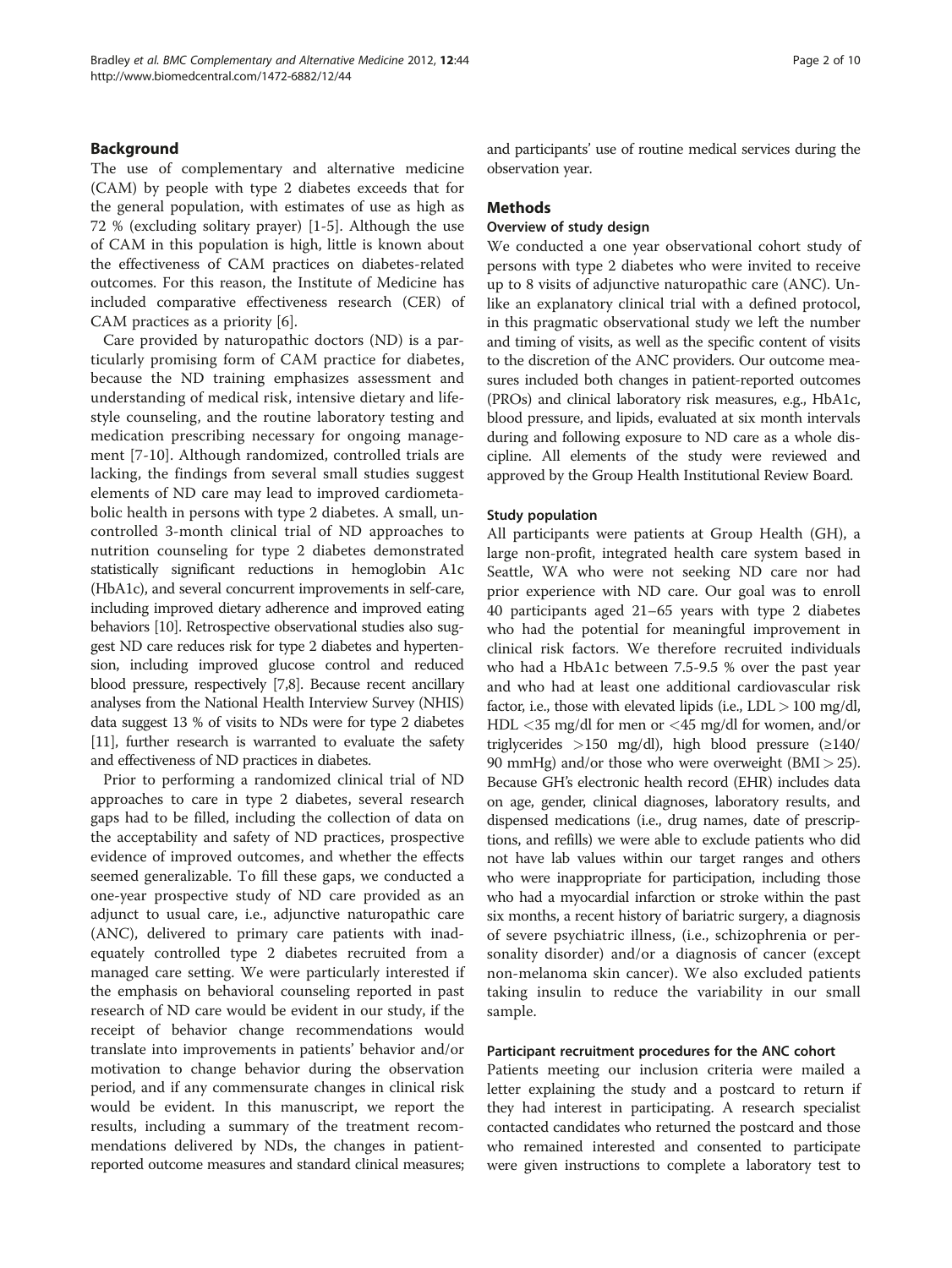## Background

The use of complementary and alternative medicine (CAM) by people with type 2 diabetes exceeds that for the general population, with estimates of use as high as 72 % (excluding solitary prayer) [1-5]. Although the use of CAM in this population is high, little is known about the effectiveness of CAM practices on diabetes-related outcomes. For this reason, the Institute of Medicine has included comparative effectiveness research (CER) of CAM practices as a priority [6].

Care provided by naturopathic doctors (ND) is a particularly promising form of CAM practice for diabetes, because the ND training emphasizes assessment and understanding of medical risk, intensive dietary and lifestyle counseling, and the routine laboratory testing and medication prescribing necessary for ongoing management [7-10]. Although randomized, controlled trials are lacking, the findings from several small studies suggest elements of ND care may lead to improved cardiometabolic health in persons with type 2 diabetes. A small, uncontrolled 3-month clinical trial of ND approaches to nutrition counseling for type 2 diabetes demonstrated statistically significant reductions in hemoglobin A1c (HbA1c), and several concurrent improvements in self-care, including improved dietary adherence and improved eating behaviors [10]. Retrospective observational studies also suggest ND care reduces risk for type 2 diabetes and hypertension, including improved glucose control and reduced blood pressure, respectively [7,8]. Because recent ancillary analyses from the National Health Interview Survey (NHIS) data suggest 13 % of visits to NDs were for type 2 diabetes [11], further research is warranted to evaluate the safety and effectiveness of ND practices in diabetes.

Prior to performing a randomized clinical trial of ND approaches to care in type 2 diabetes, several research gaps had to be filled, including the collection of data on the acceptability and safety of ND practices, prospective evidence of improved outcomes, and whether the effects seemed generalizable. To fill these gaps, we conducted a one-year prospective study of ND care provided as an adjunct to usual care, i.e., adjunctive naturopathic care (ANC), delivered to primary care patients with inadequately controlled type 2 diabetes recruited from a managed care setting. We were particularly interested if the emphasis on behavioral counseling reported in past research of ND care would be evident in our study, if the receipt of behavior change recommendations would translate into improvements in patients' behavior and/or motivation to change behavior during the observation period, and if any commensurate changes in clinical risk would be evident. In this manuscript, we report the results, including a summary of the treatment recommendations delivered by NDs, the changes in patient-reported outcome measures and standard clinical measures; and participants' use of routine medical services during the observation year.

## Methods

### Overview of study design

We conducted a one year observational cohort study of persons with type 2 diabetes who were invited to receive up to 8 visits of adjunctive naturopathic care (ANC). Unlike an explanatory clinical trial with a defined protocol, in this pragmatic observational study we left the number and timing of visits, as well as the specific content of visits to the discretion of the ANC providers. Our outcome measures included both changes in patient-reported outcomes (PROs) and clinical laboratory risk measures, e.g., HbA1c, blood pressure, and lipids, evaluated at six month intervals during and following exposure to ND care as a whole discipline. All elements of the study were reviewed and approved by the Group Health Institutional Review Board.

### Study population

All participants were patients at Group Health (GH), a large non-profit, integrated health care system based in Seattle, WA who were not seeking ND care nor had prior experience with ND care. Our goal was to enroll 40 participants aged 21–65 years with type 2 diabetes who had the potential for meaningful improvement in clinical risk factors. We therefore recruited individuals who had a HbA1c between 7.5-9.5 % over the past year and who had at least one additional cardiovascular risk factor, i.e., those with elevated lipids (i.e., LDL > 100 mg/dl, HDL <35 mg/dl for men or <45 mg/dl for women, and/or triglycerides >150 mg/dl), high blood pressure (≥140/ 90 mmHg) and/or those who were overweight (BMI > 25). Because GH's electronic health record (EHR) includes data on age, gender, clinical diagnoses, laboratory results, and dispensed medications (i.e., drug names, date of prescriptions, and refills) we were able to exclude patients who did not have lab values within our target ranges and others who were inappropriate for participation, including those who had a myocardial infarction or stroke within the past six months, a recent history of bariatric surgery, a diagnosis of severe psychiatric illness, (i.e., schizophrenia or personality disorder) and/or a diagnosis of cancer (except non-melanoma skin cancer). We also excluded patients taking insulin to reduce the variability in our small sample.

### Participant recruitment procedures for the ANC cohort

Patients meeting our inclusion criteria were mailed a letter explaining the study and a postcard to return if they had interest in participating. A research specialist contacted candidates who returned the postcard and those who remained interested and consented to participate were given instructions to complete a laboratory test to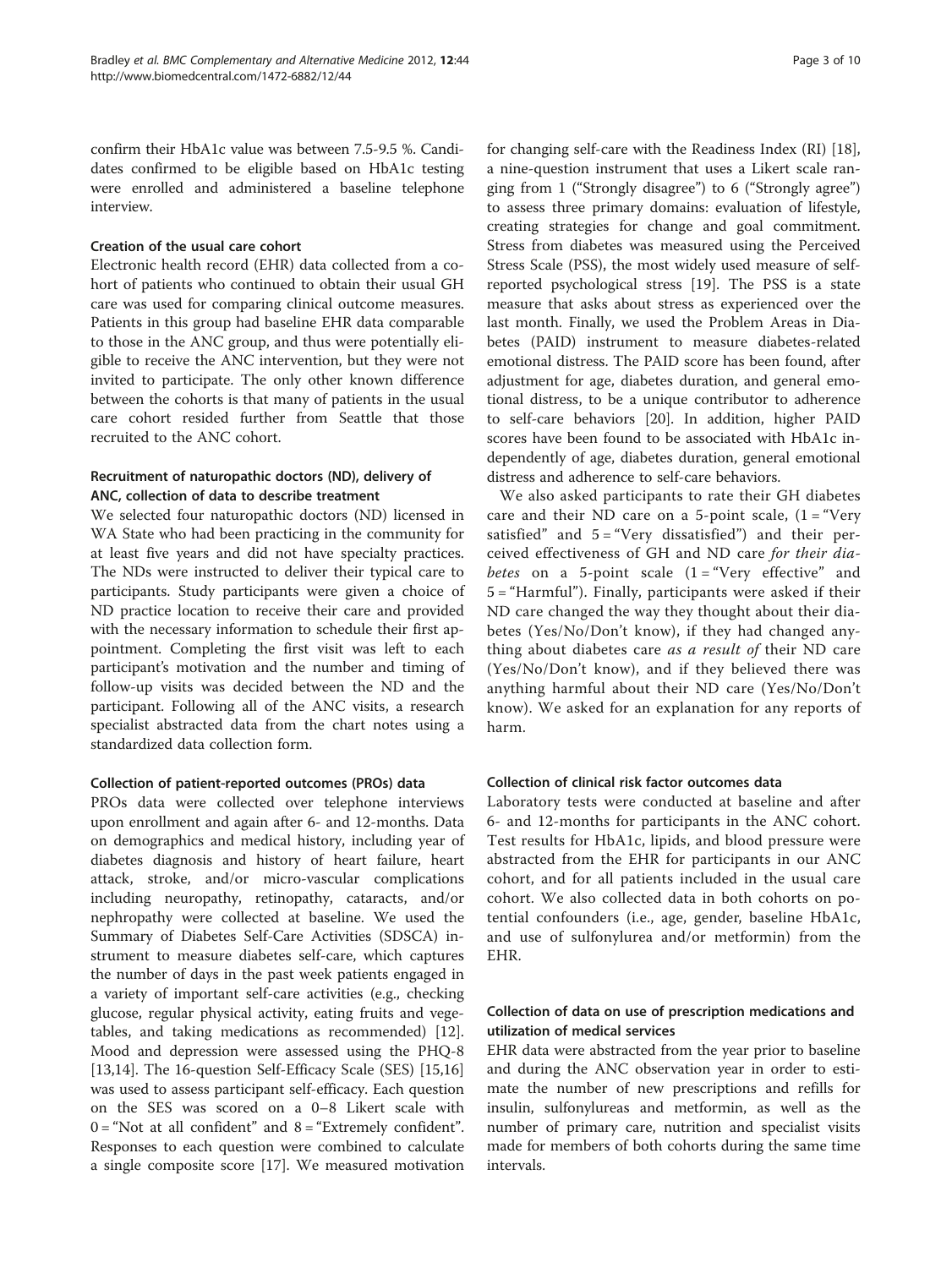confirm their HbA1c value was between 7.5-9.5 %. Candidates confirmed to be eligible based on HbA1c testing were enrolled and administered a baseline telephone interview.

### Creation of the usual care cohort

Electronic health record (EHR) data collected from a cohort of patients who continued to obtain their usual GH care was used for comparing clinical outcome measures. Patients in this group had baseline EHR data comparable to those in the ANC group, and thus were potentially eligible to receive the ANC intervention, but they were not invited to participate. The only other known difference between the cohorts is that many of patients in the usual care cohort resided further from Seattle that those recruited to the ANC cohort.

### Recruitment of naturopathic doctors (ND), delivery of ANC, collection of data to describe treatment

We selected four naturopathic doctors (ND) licensed in WA State who had been practicing in the community for at least five years and did not have specialty practices. The NDs were instructed to deliver their typical care to participants. Study participants were given a choice of ND practice location to receive their care and provided with the necessary information to schedule their first appointment. Completing the first visit was left to each participant's motivation and the number and timing of follow-up visits was decided between the ND and the participant. Following all of the ANC visits, a research specialist abstracted data from the chart notes using a standardized data collection form.

### Collection of patient-reported outcomes (PROs) data

PROs data were collected over telephone interviews upon enrollment and again after 6- and 12-months. Data on demographics and medical history, including year of diabetes diagnosis and history of heart failure, heart attack, stroke, and/or micro-vascular complications including neuropathy, retinopathy, cataracts, and/or nephropathy were collected at baseline. We used the Summary of Diabetes Self-Care Activities (SDSCA) instrument to measure diabetes self-care, which captures the number of days in the past week patients engaged in a variety of important self-care activities (e.g., checking glucose, regular physical activity, eating fruits and vegetables, and taking medications as recommended) [12]. Mood and depression were assessed using the PHQ-8 [13,14]. The 16-question Self-Efficacy Scale (SES) [15,16] was used to assess participant self-efficacy. Each question on the SES was scored on a 0–8 Likert scale with 0 = "Not at all confident" and 8 = "Extremely confident". Responses to each question were combined to calculate a single composite score [17]. We measured motivation for changing self-care with the Readiness Index (RI) [18], a nine-question instrument that uses a Likert scale ranging from 1 ("Strongly disagree") to 6 ("Strongly agree") to assess three primary domains: evaluation of lifestyle, creating strategies for change and goal commitment. Stress from diabetes was measured using the Perceived Stress Scale (PSS), the most widely used measure of self-reported psychological stress [19]. The PSS is a state measure that asks about stress as experienced over the last month. Finally, we used the Problem Areas in Diabetes (PAID) instrument to measure diabetes-related emotional distress. The PAID score has been found, after adjustment for age, diabetes duration, and general emotional distress, to be a unique contributor to adherence to self-care behaviors [20]. In addition, higher PAID scores have been found to be associated with HbA1c independently of age, diabetes duration, general emotional distress and adherence to self-care behaviors.

We also asked participants to rate their GH diabetes care and their ND care on a 5-point scale, (1 = "Very satisfied" and 5 = "Very dissatisfied") and their perceived effectiveness of GH and ND care *for their diabetes* on a 5-point scale (1 = "Very effective" and 5 = "Harmful"). Finally, participants were asked if their ND care changed the way they thought about their diabetes (Yes/No/Don't know), if they had changed anything about diabetes care *as a result of* their ND care (Yes/No/Don't know), and if they believed there was anything harmful about their ND care (Yes/No/Don't know). We asked for an explanation for any reports of harm.

### Collection of clinical risk factor outcomes data

Laboratory tests were conducted at baseline and after 6- and 12-months for participants in the ANC cohort. Test results for HbA1c, lipids, and blood pressure were abstracted from the EHR for participants in our ANC cohort, and for all patients included in the usual care cohort. We also collected data in both cohorts on potential confounders (i.e., age, gender, baseline HbA1c, and use of sulfonylurea and/or metformin) from the EHR.

### Collection of data on use of prescription medications and utilization of medical services

EHR data were abstracted from the year prior to baseline and during the ANC observation year in order to estimate the number of new prescriptions and refills for insulin, sulfonylureas and metformin, as well as the number of primary care, nutrition and specialist visits made for members of both cohorts during the same time intervals.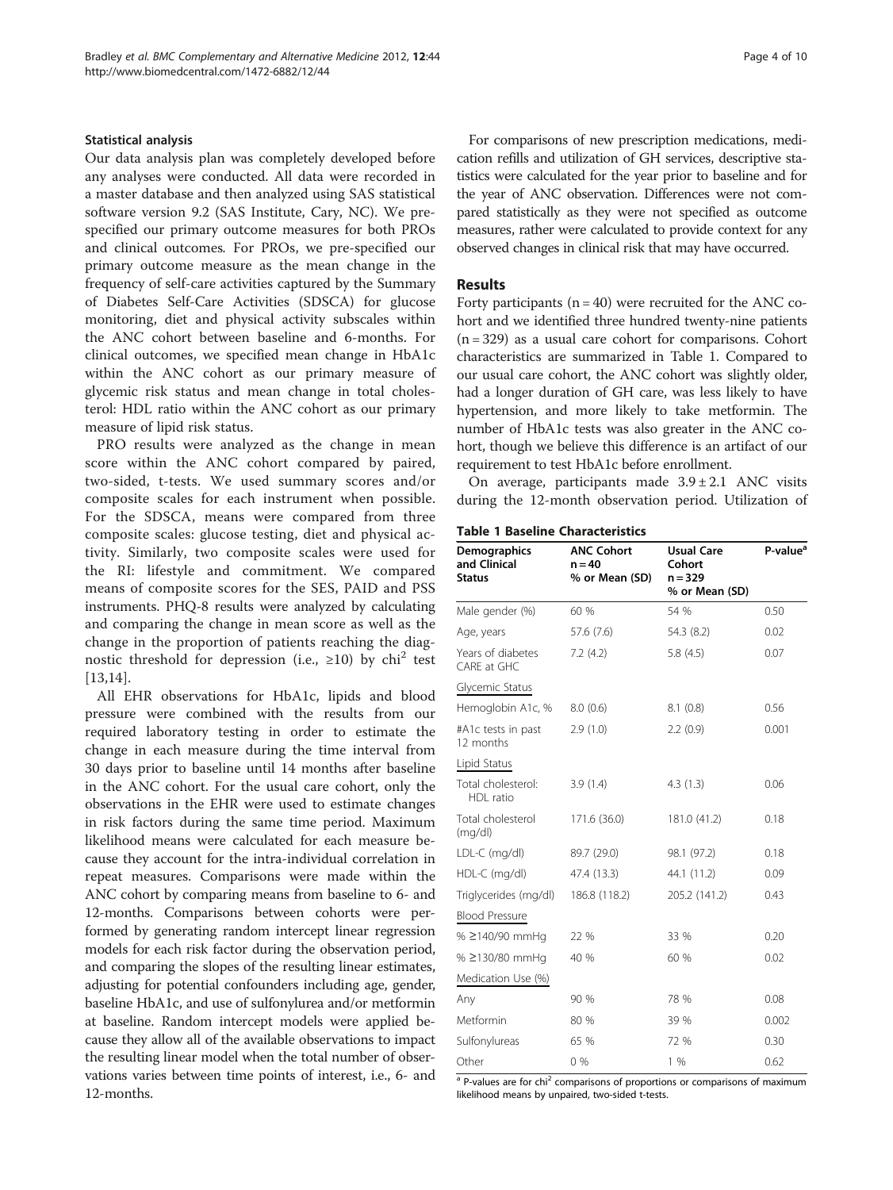### Statistical analysis

Our data analysis plan was completely developed before any analyses were conducted. All data were recorded in a master database and then analyzed using SAS statistical software version 9.2 (SAS Institute, Cary, NC). We prespecified our primary outcome measures for both PROs and clinical outcomes. For PROs, we pre-specified our primary outcome measure as the mean change in the frequency of self-care activities captured by the Summary of Diabetes Self-Care Activities (SDSCA) for glucose monitoring, diet and physical activity subscales within the ANC cohort between baseline and 6-months. For clinical outcomes, we specified mean change in HbA1c within the ANC cohort as our primary measure of glycemic risk status and mean change in total cholesterol: HDL ratio within the ANC cohort as our primary measure of lipid risk status.

PRO results were analyzed as the change in mean score within the ANC cohort compared by paired, two-sided, t-tests. We used summary scores and/or composite scales for each instrument when possible. For the SDSCA, means were compared from three composite scales: glucose testing, diet and physical activity. Similarly, two composite scales were used for the RI: lifestyle and commitment. We compared means of composite scores for the SES, PAID and PSS instruments. PHQ-8 results were analyzed by calculating and comparing the change in mean score as well as the change in the proportion of patients reaching the diagnostic threshold for depression (i.e., ≥10) by $\chi^2$ test [13,14].

All EHR observations for HbA1c, lipids and blood pressure were combined with the results from our required laboratory testing in order to estimate the change in each measure during the time interval from 30 days prior to baseline until 14 months after baseline in the ANC cohort. For the usual care cohort, only the observations in the EHR were used to estimate changes in risk factors during the same time period. Maximum likelihood means were calculated for each measure because they account for the intra-individual correlation in repeat measures. Comparisons were made within the ANC cohort by comparing means from baseline to 6- and 12-months. Comparisons between cohorts were performed by generating random intercept linear regression models for each risk factor during the observation period, and comparing the slopes of the resulting linear estimates, adjusting for potential confounders including age, gender, baseline HbA1c, and use of sulfonylurea and/or metformin at baseline. Random intercept models were applied because they allow all of the available observations to impact the resulting linear model when the total number of observations varies between time points of interest, i.e., 6- and 12-months.

For comparisons of new prescription medications, medication refills and utilization of GH services, descriptive statistics were calculated for the year prior to baseline and for the year of ANC observation. Differences were not compared statistically as they were not specified as outcome measures, rather were calculated to provide context for any observed changes in clinical risk that may have occurred.

## Results

Forty participants (n = 40) were recruited for the ANC cohort and we identified three hundred twenty-nine patients (n = 329) as a usual care cohort for comparisons. Cohort characteristics are summarized in Table 1. Compared to our usual care cohort, the ANC cohort was slightly older, had a longer duration of GH care, was less likely to have hypertension, and more likely to take metformin. The number of HbA1c tests was also greater in the ANC cohort, though we believe this difference is an artifact of our requirement to test HbA1c before enrollment.

On average, participants made 3.9 ± 2.1 ANC visits during the 12-month observation period. Utilization of

**Table 1 Baseline Characteristics**

| Demographics and Clinical Status | ANC Cohort n = 40 % or Mean (SD) | Usual Care Cohort n = 329 % or Mean (SD) | P-value[a] |
|---|---|---|---|
| Male gender (%) | 60 % | 54 % | 0.50 |
| Age, years | 57.6 (7.6) | 54.3 (8.2) | 0.02 |
| Years of diabetes CARE at GHC | 7.2 (4.2) | 5.8 (4.5) | 0.07 |
| Glycemic Status | | | |
| Hemoglobin A1c, % | 8.0 (0.6) | 8.1 (0.8) | 0.56 |
| #A1c tests in past 12 months | 2.9 (1.0) | 2.2 (0.9) | 0.001 |
| Lipid Status | | | |
| Total cholesterol: HDL ratio | 3.9 (1.4) | 4.3 (1.3) | 0.06 |
| Total cholesterol (mg/dl) | 171.6 (36.0) | 181.0 (41.2) | 0.18 |
| LDL-C (mg/dl) | 89.7 (29.0) | 98.1 (97.2) | 0.18 |
| HDL-C (mg/dl) | 47.4 (13.3) | 44.1 (11.2) | 0.09 |
| Triglycerides (mg/dl) | 186.8 (118.2) | 205.2 (141.2) | 0.43 |
| Blood Pressure | | | |
| % ≥140/90 mmHg | 22 % | 33 % | 0.20 |
| % ≥130/80 mmHg | 40 % | 60 % | 0.02 |
| Medication Use (%) | | | |
| Any | 90 % | 78 % | 0.08 |
| Metformin | 80 % | 39 % | 0.002 |
| Sulfonylureas | 65 % | 72 % | 0.30 |
| Other | 0 % | 1 % | 0.62 |

[a] P-values are for $\chi^2$ comparisons of proportions or comparisons of maximum likelihood means by unpaired, two-sided t-tests.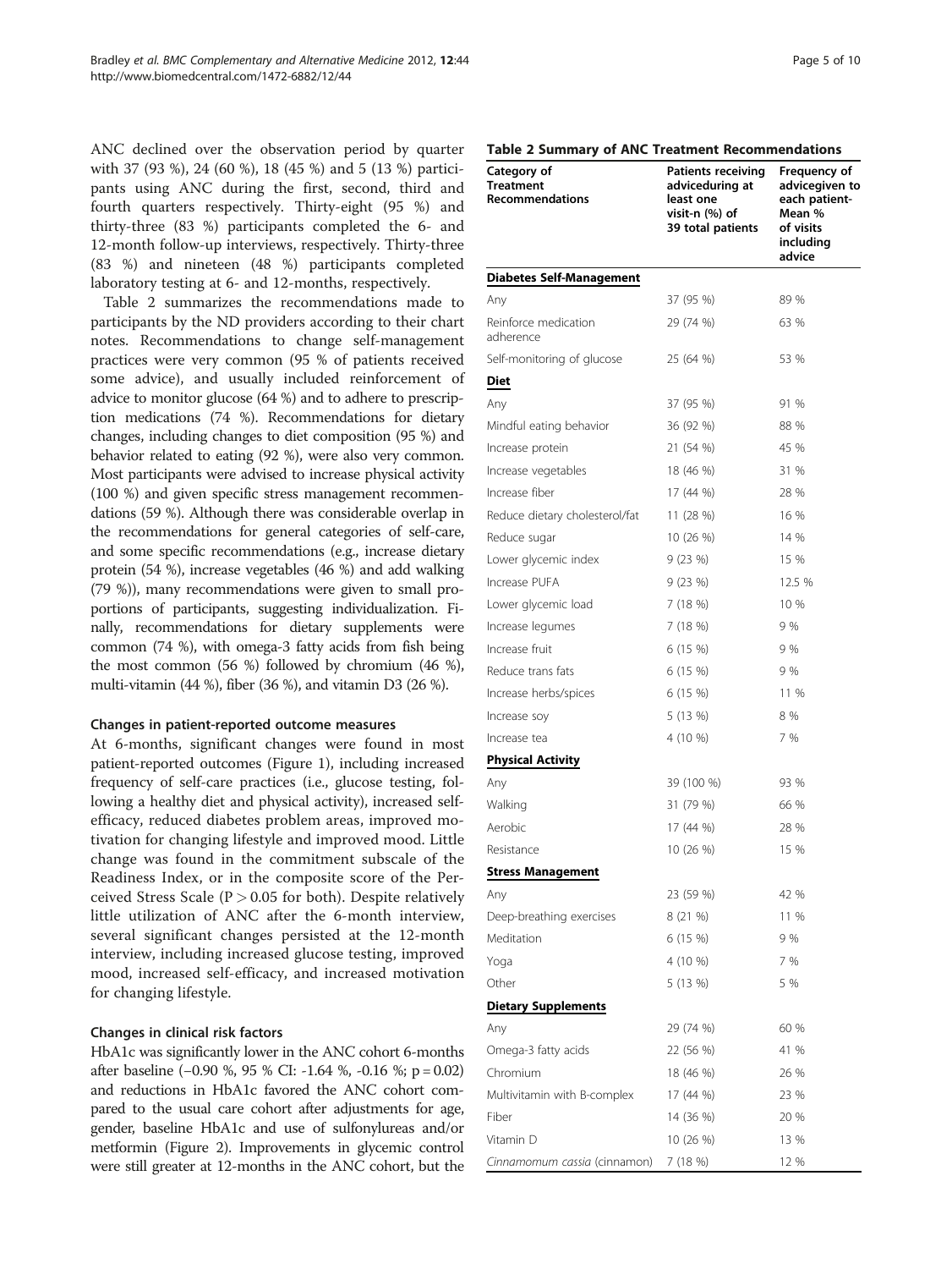ANC declined over the observation period by quarter with 37 (93 %), 24 (60 %), 18 (45 %) and 5 (13 %) participants using ANC during the first, second, third and fourth quarters respectively. Thirty-eight (95 %) and thirty-three (83 %) participants completed the 6- and 12-month follow-up interviews, respectively. Thirty-three (83 %) and nineteen (48 %) participants completed laboratory testing at 6- and 12-months, respectively.

Table 2 summarizes the recommendations made to participants by the ND providers according to their chart notes. Recommendations to change self-management practices were very common (95 % of patients received some advice), and usually included reinforcement of advice to monitor glucose (64 %) and to adhere to prescription medications (74 %). Recommendations for dietary changes, including changes to diet composition (95 %) and behavior related to eating (92 %), were also very common. Most participants were advised to increase physical activity (100 %) and given specific stress management recommendations (59 %). Although there was considerable overlap in the recommendations for general categories of self-care, and some specific recommendations (e.g., increase dietary protein (54 %), increase vegetables (46 %) and add walking (79 %)), many recommendations were given to small proportions of participants, suggesting individualization. Finally, recommendations for dietary supplements were common (74 %), with omega-3 fatty acids from fish being the most common (56 %) followed by chromium (46 %), multi-vitamin (44 %), fiber (36 %), and vitamin D3 (26 %).

### Changes in patient-reported outcome measures

At 6-months, significant changes were found in most patient-reported outcomes (Figure 1), including increased frequency of self-care practices (i.e., glucose testing, following a healthy diet and physical activity), increased self-efficacy, reduced diabetes problem areas, improved motivation for changing lifestyle and improved mood. Little change was found in the commitment subscale of the Readiness Index, or in the composite score of the Perceived Stress Scale ($P > 0.05$ for both). Despite relatively little utilization of ANC after the 6-month interview, several significant changes persisted at the 12-month interview, including increased glucose testing, improved mood, increased self-efficacy, and increased motivation for changing lifestyle.

### Changes in clinical risk factors

HbA1c was significantly lower in the ANC cohort 6-months after baseline (−0.90 %, 95 % CI: -1.64 %, -0.16 %; $p = 0.02$) and reductions in HbA1c favored the ANC cohort compared to the usual care cohort after adjustments for age, gender, baseline HbA1c and use of sulfonylureas and/or metformin (Figure 2). Improvements in glycemic control were still greater at 12-months in the ANC cohort, but the

**Table 2 Summary of ANC Treatment Recommendations**

| Category of Treatment Recommendations | Patients receiving adviceduring at least one visit-n (%) of 39 total patients | Frequency of advicegiven to each patient-Mean % of visits including advice |
|---|---|---|
| **Diabetes Self-Management** | | |
| Any | 37 (95 %) | 89 % |
| Reinforce medication adherence | 29 (74 %) | 63 % |
| Self-monitoring of glucose | 25 (64 %) | 53 % |
| **Diet** | | |
| Any | 37 (95 %) | 91 % |
| Mindful eating behavior | 36 (92 %) | 88 % |
| Increase protein | 21 (54 %) | 45 % |
| Increase vegetables | 18 (46 %) | 31 % |
| Increase fiber | 17 (44 %) | 28 % |
| Reduce dietary cholesterol/fat | 11 (28 %) | 16 % |
| Reduce sugar | 10 (26 %) | 14 % |
| Lower glycemic index | 9 (23 %) | 15 % |
| Increase PUFA | 9 (23 %) | 12.5 % |
| Lower glycemic load | 7 (18 %) | 10 % |
| Increase legumes | 7 (18 %) | 9 % |
| Increase fruit | 6 (15 %) | 9 % |
| Reduce trans fats | 6 (15 %) | 9 % |
| Increase herbs/spices | 6 (15 %) | 11 % |
| Increase soy | 5 (13 %) | 8 % |
| Increase tea | 4 (10 %) | 7 % |
| **Physical Activity** | | |
| Any | 39 (100 %) | 93 % |
| Walking | 31 (79 %) | 66 % |
| Aerobic | 17 (44 %) | 28 % |
| Resistance | 10 (26 %) | 15 % |
| **Stress Management** | | |
| Any | 23 (59 %) | 42 % |
| Deep-breathing exercises | 8 (21 %) | 11 % |
| Meditation | 6 (15 %) | 9 % |
| Yoga | 4 (10 %) | 7 % |
| Other | 5 (13 %) | 5 % |
| **Dietary Supplements** | | |
| Any | 29 (74 %) | 60 % |
| Omega-3 fatty acids | 22 (56 %) | 41 % |
| Chromium | 18 (46 %) | 26 % |
| Multivitamin with B-complex | 17 (44 %) | 23 % |
| Fiber | 14 (36 %) | 20 % |
| Vitamin D | 10 (26 %) | 13 % |
| *Cinnamomum cassia* (cinnamon) | 7 (18 %) | 12 % |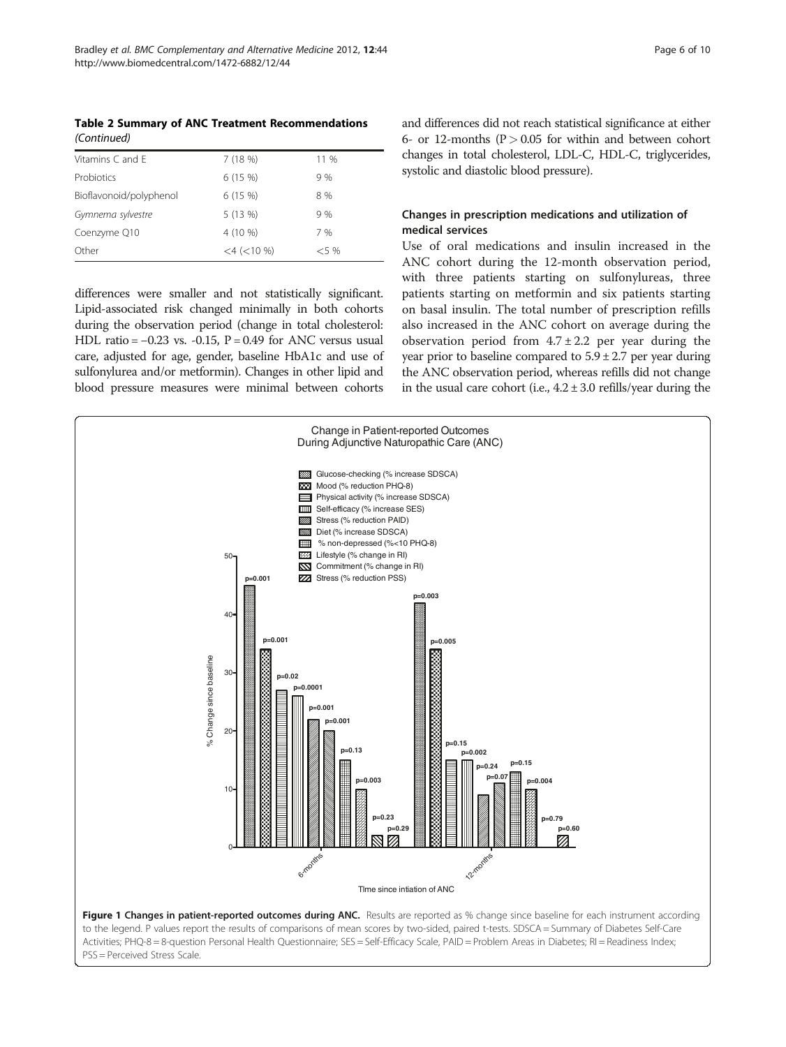**Table 2 Summary of ANC Treatment Recommendations** *(Continued)*

| | | |
|---|---|---|
| Vitamins C and E | 7 (18 %) | 11 % |
| Probiotics | 6 (15 %) | 9 % |
| Bioflavonoid/polyphenol | 6 (15 %) | 8 % |
| *Gymnema sylvestre* | 5 (13 %) | 9 % |
| Coenzyme Q10 | 4 (10 %) | 7 % |
| Other | <4 (<10 %) | <5 % |

differences were smaller and not statistically significant. Lipid-associated risk changed minimally in both cohorts during the observation period (change in total cholesterol: HDL ratio = −0.23 vs. -0.15, P = 0.49 for ANC versus usual care, adjusted for age, gender, baseline HbA1c and use of sulfonylurea and/or metformin). Changes in other lipid and blood pressure measures were minimal between cohorts and differences did not reach statistical significance at either 6- or 12-months ($P > 0.05$ for within and between cohort changes in total cholesterol, LDL-C, HDL-C, triglycerides, systolic and diastolic blood pressure).

### Changes in prescription medications and utilization of medical services

Use of oral medications and insulin increased in the ANC cohort during the 12-month observation period, with three patients starting on sulfonylureas, three patients starting on metformin and six patients starting on basal insulin. The total number of prescription refills also increased in the ANC cohort on average during the observation period from 4.7 ± 2.2 per year during the year prior to baseline compared to 5.9 ± 2.7 per year during the ANC observation period, whereas refills did not change in the usual care cohort (i.e., 4.2 ± 3.0 refills/year during the

**Figure 1 Changes in patient-reported outcomes during ANC.** Results are reported as % change since baseline for each instrument according to the legend. P values report the results of comparisons of mean scores by two-sided, paired t-tests. SDSCA = Summary of Diabetes Self-Care Activities; PHQ-8 = 8-question Personal Health Questionnaire; SES = Self-Efficacy Scale, PAID = Problem Areas in Diabetes; RI = Readiness Index; PSS = Perceived Stress Scale.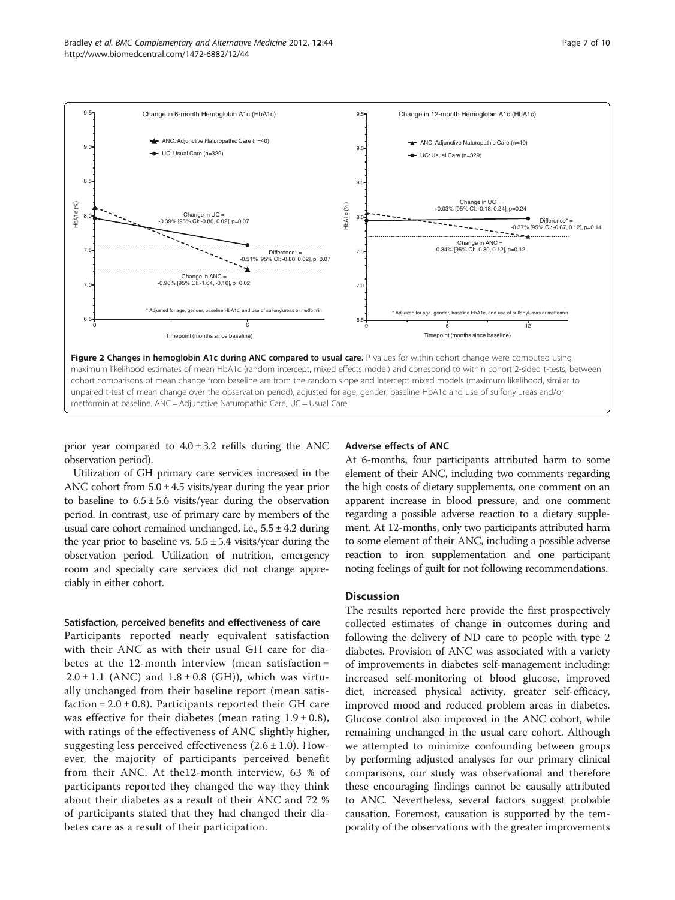**Figure 2 Changes in hemoglobin A1c during ANC compared to usual care.** P values for within cohort change were computed using maximum likelihood estimates of mean HbA1c (random intercept, mixed effects model) and correspond to within cohort 2-sided t-tests; between cohort comparisons of mean change from baseline are from the random slope and intercept mixed models (maximum likelihood, similar to unpaired t-test of mean change over the observation period), adjusted for age, gender, baseline HbA1c and use of sulfonylureas and/or metformin at baseline. ANC = Adjunctive Naturopathic Care, UC = Usual Care.

prior year compared to $4.0 \pm 3.2$ refills during the ANC observation period).

Utilization of GH primary care services increased in the ANC cohort from $5.0 \pm 4.5$ visits/year during the year prior to baseline to $6.5 \pm 5.6$ visits/year during the observation period. In contrast, use of primary care by members of the usual care cohort remained unchanged, i.e., $5.5 \pm 4.2$ during the year prior to baseline vs. $5.5 \pm 5.4$ visits/year during the observation period. Utilization of nutrition, emergency room and specialty care services did not change appreciably in either cohort.

### Satisfaction, perceived benefits and effectiveness of care

Participants reported nearly equivalent satisfaction with their ANC as with their usual GH care for diabetes at the 12-month interview (mean satisfaction = $2.0 \pm 1.1$ (ANC) and $1.8 \pm 0.8$ (GH)), which was virtually unchanged from their baseline report (mean satisfaction = $2.0 \pm 0.8$). Participants reported their GH care was effective for their diabetes (mean rating $1.9 \pm 0.8$), with ratings of the effectiveness of ANC slightly higher, suggesting less perceived effectiveness ($2.6 \pm 1.0$). However, the majority of participants perceived benefit from their ANC. At the12-month interview, 63 % of participants reported they changed the way they think about their diabetes as a result of their ANC and 72 % of participants stated that they had changed their diabetes care as a result of their participation.

### Adverse effects of ANC

At 6-months, four participants attributed harm to some element of their ANC, including two comments regarding the high costs of dietary supplements, one comment on an apparent increase in blood pressure, and one comment regarding a possible adverse reaction to a dietary supplement. At 12-months, only two participants attributed harm to some element of their ANC, including a possible adverse reaction to iron supplementation and one participant noting feelings of guilt for not following recommendations.

## Discussion

The results reported here provide the first prospectively collected estimates of change in outcomes during and following the delivery of ND care to people with type 2 diabetes. Provision of ANC was associated with a variety of improvements in diabetes self-management including: increased self-monitoring of blood glucose, improved diet, increased physical activity, greater self-efficacy, improved mood and reduced problem areas in diabetes. Glucose control also improved in the ANC cohort, while remaining unchanged in the usual care cohort. Although we attempted to minimize confounding between groups by performing adjusted analyses for our primary clinical comparisons, our study was observational and therefore these encouraging findings cannot be causally attributed to ANC. Nevertheless, several factors suggest probable causation. Foremost, causation is supported by the temporality of the observations with the greater improvements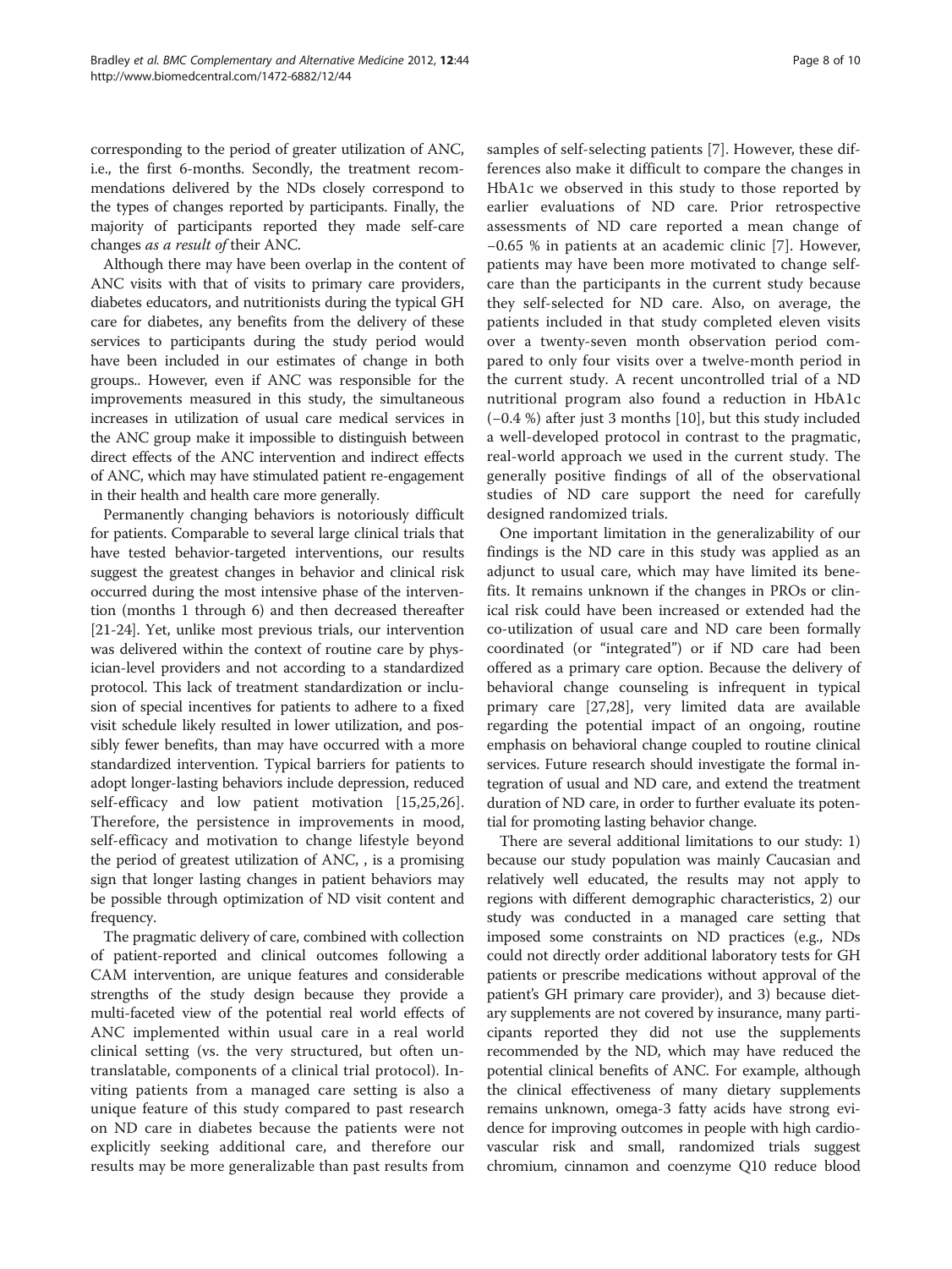corresponding to the period of greater utilization of ANC, i.e., the first 6-months. Secondly, the treatment recommendations delivered by the NDs closely correspond to the types of changes reported by participants. Finally, the majority of participants reported they made self-care changes *as a result of* their ANC.

Although there may have been overlap in the content of ANC visits with that of visits to primary care providers, diabetes educators, and nutritionists during the typical GH care for diabetes, any benefits from the delivery of these services to participants during the study period would have been included in our estimates of change in both groups.. However, even if ANC was responsible for the improvements measured in this study, the simultaneous increases in utilization of usual care medical services in the ANC group make it impossible to distinguish between direct effects of the ANC intervention and indirect effects of ANC, which may have stimulated patient re-engagement in their health and health care more generally.

Permanently changing behaviors is notoriously difficult for patients. Comparable to several large clinical trials that have tested behavior-targeted interventions, our results suggest the greatest changes in behavior and clinical risk occurred during the most intensive phase of the intervention (months 1 through 6) and then decreased thereafter [21-24]. Yet, unlike most previous trials, our intervention was delivered within the context of routine care by physician-level providers and not according to a standardized protocol. This lack of treatment standardization or inclusion of special incentives for patients to adhere to a fixed visit schedule likely resulted in lower utilization, and possibly fewer benefits, than may have occurred with a more standardized intervention. Typical barriers for patients to adopt longer-lasting behaviors include depression, reduced self-efficacy and low patient motivation [15,25,26]. Therefore, the persistence in improvements in mood, self-efficacy and motivation to change lifestyle beyond the period of greatest utilization of ANC, , is a promising sign that longer lasting changes in patient behaviors may be possible through optimization of ND visit content and frequency.

The pragmatic delivery of care, combined with collection of patient-reported and clinical outcomes following a CAM intervention, are unique features and considerable strengths of the study design because they provide a multi-faceted view of the potential real world effects of ANC implemented within usual care in a real world clinical setting (vs. the very structured, but often untranslatable, components of a clinical trial protocol). Inviting patients from a managed care setting is also a unique feature of this study compared to past research on ND care in diabetes because the patients were not explicitly seeking additional care, and therefore our results may be more generalizable than past results from samples of self-selecting patients [7]. However, these differences also make it difficult to compare the changes in HbA1c we observed in this study to those reported by earlier evaluations of ND care. Prior retrospective assessments of ND care reported a mean change of −0.65 % in patients at an academic clinic [7]. However, patients may have been more motivated to change self-care than the participants in the current study because they self-selected for ND care. Also, on average, the patients included in that study completed eleven visits over a twenty-seven month observation period compared to only four visits over a twelve-month period in the current study. A recent uncontrolled trial of a ND nutritional program also found a reduction in HbA1c (−0.4 %) after just 3 months [10], but this study included a well-developed protocol in contrast to the pragmatic, real-world approach we used in the current study. The generally positive findings of all of the observational studies of ND care support the need for carefully designed randomized trials.

One important limitation in the generalizability of our findings is the ND care in this study was applied as an adjunct to usual care, which may have limited its benefits. It remains unknown if the changes in PROs or clinical risk could have been increased or extended had the co-utilization of usual care and ND care been formally coordinated (or "integrated") or if ND care had been offered as a primary care option. Because the delivery of behavioral change counseling is infrequent in typical primary care [27,28], very limited data are available regarding the potential impact of an ongoing, routine emphasis on behavioral change coupled to routine clinical services. Future research should investigate the formal integration of usual and ND care, and extend the treatment duration of ND care, in order to further evaluate its potential for promoting lasting behavior change.

There are several additional limitations to our study: 1) because our study population was mainly Caucasian and relatively well educated, the results may not apply to regions with different demographic characteristics, 2) our study was conducted in a managed care setting that imposed some constraints on ND practices (e.g., NDs could not directly order additional laboratory tests for GH patients or prescribe medications without approval of the patient's GH primary care provider), and 3) because dietary supplements are not covered by insurance, many participants reported they did not use the supplements recommended by the ND, which may have reduced the potential clinical benefits of ANC. For example, although the clinical effectiveness of many dietary supplements remains unknown, omega-3 fatty acids have strong evidence for improving outcomes in people with high cardiovascular risk and small, randomized trials suggest chromium, cinnamon and coenzyme Q10 reduce blood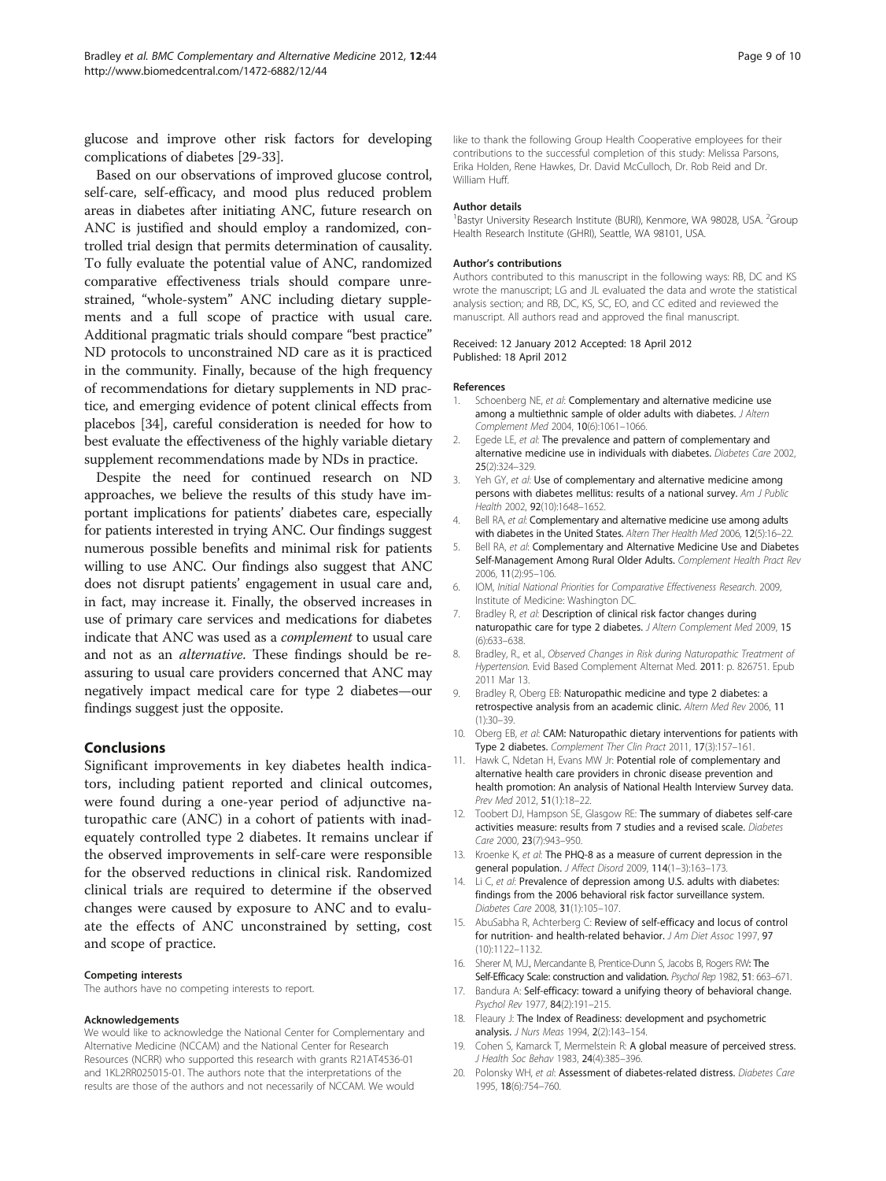glucose and improve other risk factors for developing complications of diabetes [29-33].

Based on our observations of improved glucose control, self-care, self-efficacy, and mood plus reduced problem areas in diabetes after initiating ANC, future research on ANC is justified and should employ a randomized, controlled trial design that permits determination of causality. To fully evaluate the potential value of ANC, randomized comparative effectiveness trials should compare unrestrained, "whole-system" ANC including dietary supplements and a full scope of practice with usual care. Additional pragmatic trials should compare "best practice" ND protocols to unconstrained ND care as it is practiced in the community. Finally, because of the high frequency of recommendations for dietary supplements in ND practice, and emerging evidence of potent clinical effects from placebos [34], careful consideration is needed for how to best evaluate the effectiveness of the highly variable dietary supplement recommendations made by NDs in practice.

Despite the need for continued research on ND approaches, we believe the results of this study have important implications for patients' diabetes care, especially for patients interested in trying ANC. Our findings suggest numerous possible benefits and minimal risk for patients willing to use ANC. Our findings also suggest that ANC does not disrupt patients' engagement in usual care and, in fact, may increase it. Finally, the observed increases in use of primary care services and medications for diabetes indicate that ANC was used as a *complement* to usual care and not as an *alternative*. These findings should be reassuring to usual care providers concerned that ANC may negatively impact medical care for type 2 diabetes—our findings suggest just the opposite.

## Conclusions

Significant improvements in key diabetes health indicators, including patient reported and clinical outcomes, were found during a one-year period of adjunctive naturopathic care (ANC) in a cohort of patients with inadequately controlled type 2 diabetes. It remains unclear if the observed improvements in self-care were responsible for the observed reductions in clinical risk. Randomized clinical trials are required to determine if the observed changes were caused by exposure to ANC and to evaluate the effects of ANC unconstrained by setting, cost and scope of practice.

#### Competing interests

The authors have no competing interests to report.

#### Acknowledgements

We would like to acknowledge the National Center for Complementary and Alternative Medicine (NCCAM) and the National Center for Research Resources (NCRR) who supported this research with grants R21AT4536-01 and 1KL2RR025015-01. The authors note that the interpretations of the results are those of the authors and not necessarily of NCCAM. We would like to thank the following Group Health Cooperative employees for their contributions to the successful completion of this study: Melissa Parsons, Erika Holden, Rene Hawkes, Dr. David McCulloch, Dr. Rob Reid and Dr. William Huff.

#### Author details

[1]Bastyr University Research Institute (BURI), Kenmore, WA 98028, USA. [2]Group Health Research Institute (GHRI), Seattle, WA 98101, USA.

#### Author's contributions

Authors contributed to this manuscript in the following ways: RB, DC and KS wrote the manuscript; LG and JL evaluated the data and wrote the statistical analysis section; and RB, DC, KS, SC, EO, and CC edited and reviewed the manuscript. All authors read and approved the final manuscript.

Received: 12 January 2012 Accepted: 18 April 2012
Published: 18 April 2012

#### References

1. Schoenberg NE, *et al*: **Complementary and alternative medicine use among a multiethnic sample of older adults with diabetes.** *J Altern Complement Med* 2004, **10**(6):1061–1066.
2. Egede LE, *et al*: **The prevalence and pattern of complementary and alternative medicine use in individuals with diabetes.** *Diabetes Care* 2002, **25**(2):324–329.
3. Yeh GY, *et al*: **Use of complementary and alternative medicine among persons with diabetes mellitus: results of a national survey.** *Am J Public Health* 2002, **92**(10):1648–1652.
4. Bell RA, *et al*: **Complementary and alternative medicine use among adults with diabetes in the United States.** *Altern Ther Health Med* 2006, **12**(5):16–22.
5. Bell RA, *et al*: **Complementary and Alternative Medicine Use and Diabetes Self-Management Among Rural Older Adults.** *Complement Health Pract Rev* 2006, **11**(2):95–106.
6. IOM, *Initial National Priorities for Comparative Effectiveness Research*. 2009, Institute of Medicine: Washington DC.
7. Bradley R, *et al*: **Description of clinical risk factor changes during naturopathic care for type 2 diabetes.** *J Altern Complement Med* 2009, **15** (6):633–638.
8. Bradley, R., et al., *Observed Changes in Risk during Naturopathic Treatment of Hypertension*. Evid Based Complement Alternat Med. **2011**: p. 826751. Epub 2011 Mar 13.
9. Bradley R, Oberg EB: **Naturopathic medicine and type 2 diabetes: a retrospective analysis from an academic clinic.** *Altern Med Rev* 2006, **11** (1):30–39.
10. Oberg EB, *et al*: **CAM: Naturopathic dietary interventions for patients with Type 2 diabetes.** *Complement Ther Clin Pract* 2011, **17**(3):157–161.
11. Hawk C, Ndetan H, Evans MW Jr: **Potential role of complementary and alternative health care providers in chronic disease prevention and health promotion: An analysis of National Health Interview Survey data.** *Prev Med* 2012, **51**(1):18–22.
12. Toobert DJ, Hampson SE, Glasgow RE: **The summary of diabetes self-care activities measure: results from 7 studies and a revised scale.** *Diabetes Care* 2000, **23**(7):943–950.
13. Kroenke K, *et al*: **The PHQ-8 as a measure of current depression in the general population.** *J Affect Disord* 2009, **114**(1–3):163–173.
14. Li C, *et al*: **Prevalence of depression among U.S. adults with diabetes: findings from the 2006 behavioral risk factor surveillance system.** *Diabetes Care* 2008, **31**(1):105–107.
15. AbuSabha R, Achterberg C: **Review of self-efficacy and locus of control for nutrition- and health-related behavior.** *J Am Diet Assoc* 1997, **97** (10):1122–1132.
16. Sherer M, MJ., Mercandante B, Prentice-Dunn S, Jacobs B, Rogers RW: **The Self-Efficacy Scale: construction and validation.** *Psychol Rep* 1982, **51**: 663–671.
17. Bandura A: **Self-efficacy: toward a unifying theory of behavioral change.** *Psychol Rev* 1977, **84**(2):191–215.
18. Fleaury J: **The Index of Readiness: development and psychometric analysis.** *J Nurs Meas* 1994, **2**(2):143–154.
19. Cohen S, Kamarck T, Mermelstein R: **A global measure of perceived stress.** *J Health Soc Behav* 1983, **24**(4):385–396.
20. Polonsky WH, *et al*: **Assessment of diabetes-related distress.** *Diabetes Care* 1995, **18**(6):754–760.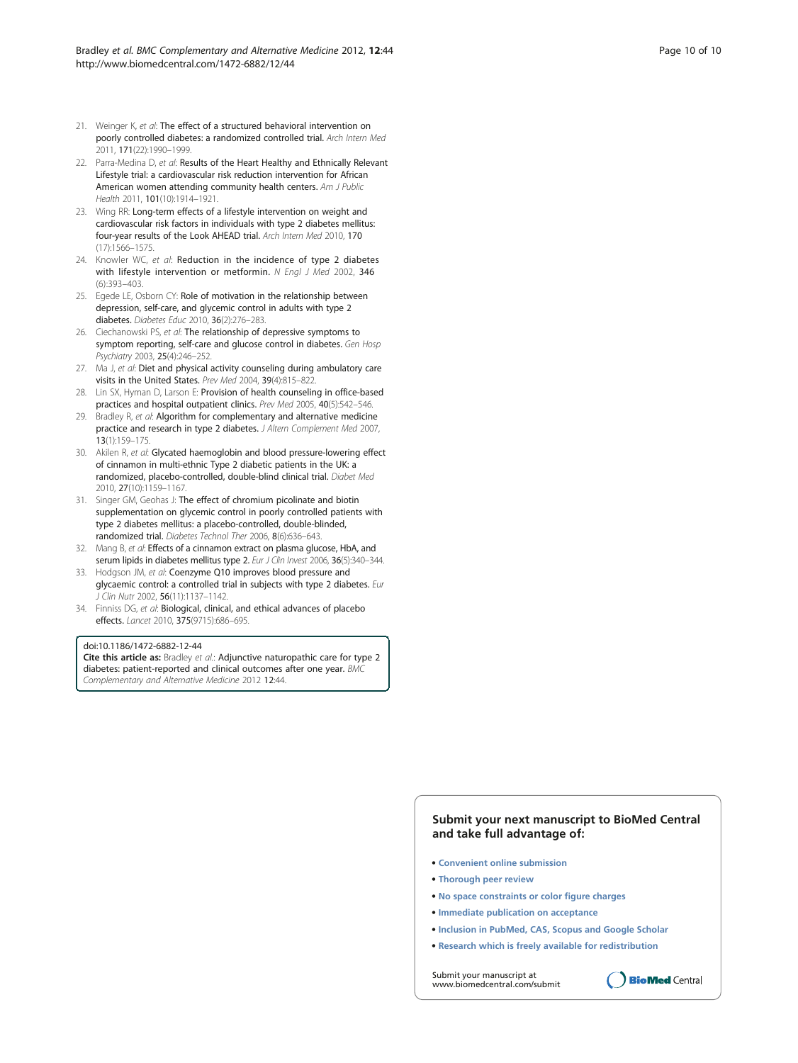21. Weinger K, *et al*: The effect of a structured behavioral intervention on poorly controlled diabetes: a randomized controlled trial. *Arch Intern Med* 2011, **171**(22):1990–1999.
22. Parra-Medina D, *et al*: Results of the Heart Healthy and Ethnically Relevant Lifestyle trial: a cardiovascular risk reduction intervention for African American women attending community health centers. *Am J Public Health* 2011, **101**(10):1914–1921.
23. Wing RR: Long-term effects of a lifestyle intervention on weight and cardiovascular risk factors in individuals with type 2 diabetes mellitus: four-year results of the Look AHEAD trial. *Arch Intern Med* 2010, **170** (17):1566–1575.
24. Knowler WC, *et al*: Reduction in the incidence of type 2 diabetes with lifestyle intervention or metformin. *N Engl J Med* 2002, **346** (6):393–403.
25. Egede LE, Osborn CY: Role of motivation in the relationship between depression, self-care, and glycemic control in adults with type 2 diabetes. *Diabetes Educ* 2010, **36**(2):276–283.
26. Ciechanowski PS, *et al*: The relationship of depressive symptoms to symptom reporting, self-care and glucose control in diabetes. *Gen Hosp Psychiatry* 2003, **25**(4):246–252.
27. Ma J, *et al*: Diet and physical activity counseling during ambulatory care visits in the United States. *Prev Med* 2004, **39**(4):815–822.
28. Lin SX, Hyman D, Larson E: Provision of health counseling in office-based practices and hospital outpatient clinics. *Prev Med* 2005, **40**(5):542–546.
29. Bradley R, *et al*: Algorithm for complementary and alternative medicine practice and research in type 2 diabetes. *J Altern Complement Med* 2007, **13**(1):159–175.
30. Akilen R, *et al*: Glycated haemoglobin and blood pressure-lowering effect of cinnamon in multi-ethnic Type 2 diabetic patients in the UK: a randomized, placebo-controlled, double-blind clinical trial. *Diabet Med* 2010, **27**(10):1159–1167.
31. Singer GM, Geohas J: The effect of chromium picolinate and biotin supplementation on glycemic control in poorly controlled patients with type 2 diabetes mellitus: a placebo-controlled, double-blinded, randomized trial. *Diabetes Technol Ther* 2006, **8**(6):636–643.
32. Mang B, *et al*: Effects of a cinnamon extract on plasma glucose, HbA, and serum lipids in diabetes mellitus type 2. *Eur J Clin Invest* 2006, **36**(5):340–344.
33. Hodgson JM, *et al*: Coenzyme Q10 improves blood pressure and glycaemic control: a controlled trial in subjects with type 2 diabetes. *Eur J Clin Nutr* 2002, **56**(11):1137–1142.
34. Finniss DG, *et al*: Biological, clinical, and ethical advances of placebo effects. *Lancet* 2010, **375**(9715):686–695.

doi:10.1186/1472-6882-12-44

**Cite this article as:** Bradley *et al.*: Adjunctive naturopathic care for type 2 diabetes: patient-reported and clinical outcomes after one year. *BMC Complementary and Alternative Medicine* 2012 **12**:44.

**Submit your next manuscript to BioMed Central and take full advantage of:**

- **Convenient online submission**
- **Thorough peer review**
- **No space constraints or color figure charges**
- **Immediate publication on acceptance**
- **Inclusion in PubMed, CAS, Scopus and Google Scholar**
- **Research which is freely available for redistribution**

Submit your manuscript at www.biomedcentral.com/submit

BioMed Central